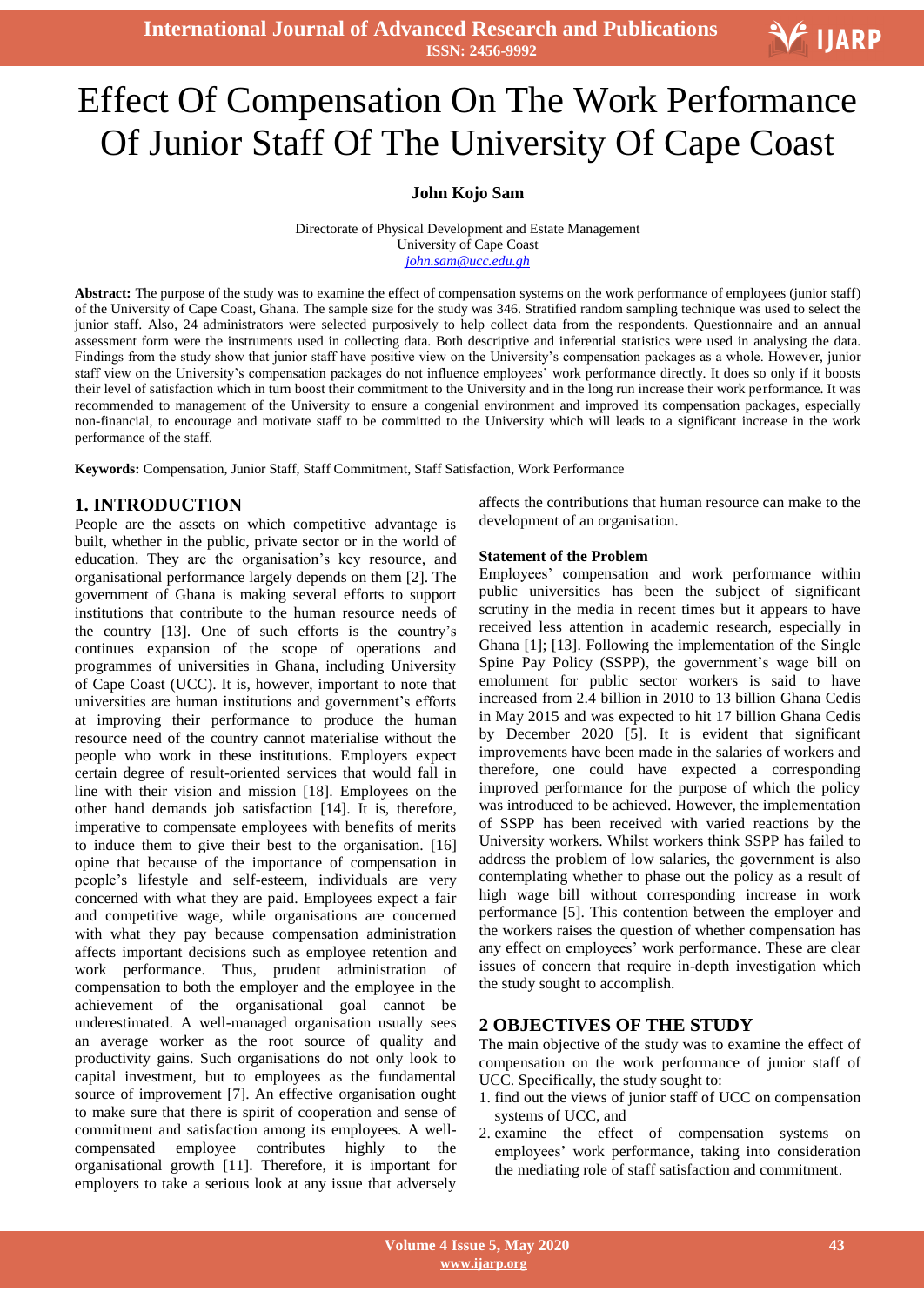# Effect Of Compensation On The Work Performance Of Junior Staff Of The University Of Cape Coast

**John Kojo Sam**

Directorate of Physical Development and Estate Management
University of Cape Coast
*john.sam@ucc.edu.gh*

**Abstract:** The purpose of the study was to examine the effect of compensation systems on the work performance of employees (junior staff) of the University of Cape Coast, Ghana. The sample size for the study was 346. Stratified random sampling technique was used to select the junior staff. Also, 24 administrators were selected purposively to help collect data from the respondents. Questionnaire and an annual assessment form were the instruments used in collecting data. Both descriptive and inferential statistics were used in analysing the data. Findings from the study show that junior staff have positive view on the University's compensation packages as a whole. However, junior staff view on the University's compensation packages do not influence employees' work performance directly. It does so only if it boosts their level of satisfaction which in turn boost their commitment to the University and in the long run increase their work performance. It was recommended to management of the University to ensure a congenial environment and improved its compensation packages, especially non-financial, to encourage and motivate staff to be committed to the University which will leads to a significant increase in the work performance of the staff.

**Keywords:** Compensation, Junior Staff, Staff Commitment, Staff Satisfaction, Work Performance

## 1. INTRODUCTION

People are the assets on which competitive advantage is built, whether in the public, private sector or in the world of education. They are the organisation's key resource, and organisational performance largely depends on them [2]. The government of Ghana is making several efforts to support institutions that contribute to the human resource needs of the country [13]. One of such efforts is the country's continues expansion of the scope of operations and programmes of universities in Ghana, including University of Cape Coast (UCC). It is, however, important to note that universities are human institutions and government's efforts at improving their performance to produce the human resource need of the country cannot materialise without the people who work in these institutions. Employers expect certain degree of result-oriented services that would fall in line with their vision and mission [18]. Employees on the other hand demands job satisfaction [14]. It is, therefore, imperative to compensate employees with benefits of merits to induce them to give their best to the organisation. [16] opine that because of the importance of compensation in people's lifestyle and self-esteem, individuals are very concerned with what they are paid. Employees expect a fair and competitive wage, while organisations are concerned with what they pay because compensation administration affects important decisions such as employee retention and work performance. Thus, prudent administration of compensation to both the employer and the employee in the achievement of the organisational goal cannot be underestimated. A well-managed organisation usually sees an average worker as the root source of quality and productivity gains. Such organisations do not only look to capital investment, but to employees as the fundamental source of improvement [7]. An effective organisation ought to make sure that there is spirit of cooperation and sense of commitment and satisfaction among its employees. A well-compensated employee contributes highly to the organisational growth [11]. Therefore, it is important for employers to take a serious look at any issue that adversely affects the contributions that human resource can make to the development of an organisation.

### Statement of the Problem

Employees' compensation and work performance within public universities has been the subject of significant scrutiny in the media in recent times but it appears to have received less attention in academic research, especially in Ghana [1]; [13]. Following the implementation of the Single Spine Pay Policy (SSPP), the government's wage bill on emolument for public sector workers is said to have increased from 2.4 billion in 2010 to 13 billion Ghana Cedis in May 2015 and was expected to hit 17 billion Ghana Cedis by December 2020 [5]. It is evident that significant improvements have been made in the salaries of workers and therefore, one could have expected a corresponding improved performance for the purpose of which the policy was introduced to be achieved. However, the implementation of SSPP has been received with varied reactions by the University workers. Whilst workers think SSPP has failed to address the problem of low salaries, the government is also contemplating whether to phase out the policy as a result of high wage bill without corresponding increase in work performance [5]. This contention between the employer and the workers raises the question of whether compensation has any effect on employees' work performance. These are clear issues of concern that require in-depth investigation which the study sought to accomplish.

## 2 OBJECTIVES OF THE STUDY

The main objective of the study was to examine the effect of compensation on the work performance of junior staff of UCC. Specifically, the study sought to:

1. find out the views of junior staff of UCC on compensation systems of UCC, and
2. examine the effect of compensation systems on employees' work performance, taking into consideration the mediating role of staff satisfaction and commitment.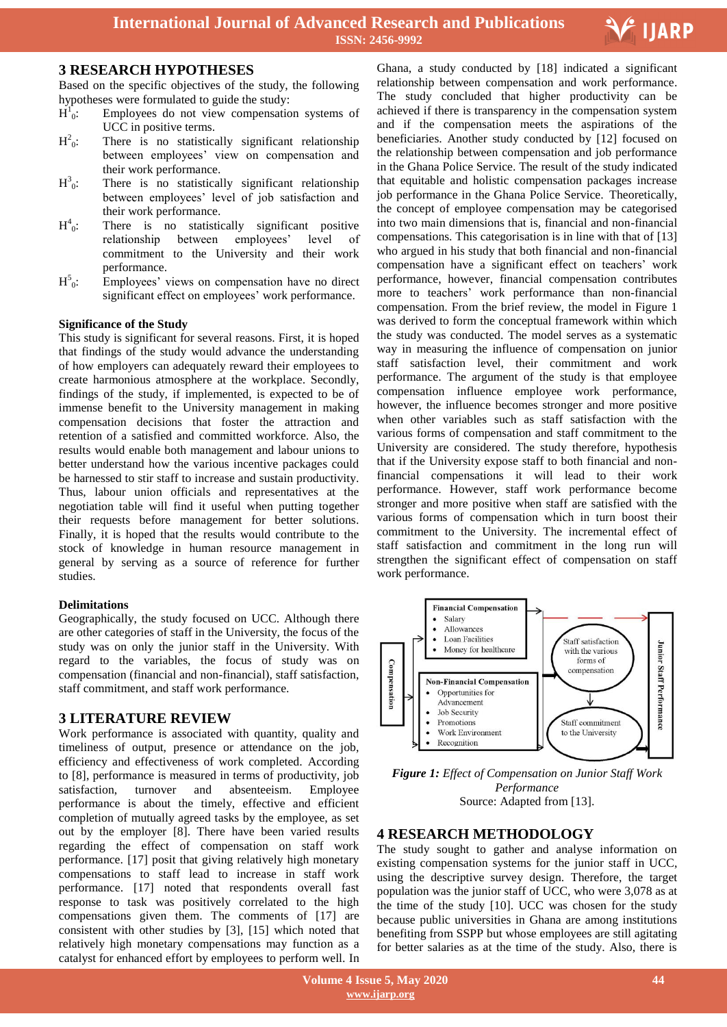## 3 RESEARCH HYPOTHESES

Based on the specific objectives of the study, the following hypotheses were formulated to guide the study:

- $H^1_0$: Employees do not view compensation systems of UCC in positive terms.
- $H^2_0$: There is no statistically significant relationship between employees' view on compensation and their work performance.
- $H^3_0$: There is no statistically significant relationship between employees' level of job satisfaction and their work performance.
- $H^4_0$: There is no statistically significant positive relationship between employees' level of commitment to the University and their work performance.
- $H^5_0$: Employees' views on compensation have no direct significant effect on employees' work performance.

### Significance of the Study

This study is significant for several reasons. First, it is hoped that findings of the study would advance the understanding of how employers can adequately reward their employees to create harmonious atmosphere at the workplace. Secondly, findings of the study, if implemented, is expected to be of immense benefit to the University management in making compensation decisions that foster the attraction and retention of a satisfied and committed workforce. Also, the results would enable both management and labour unions to better understand how the various incentive packages could be harnessed to stir staff to increase and sustain productivity. Thus, labour union officials and representatives at the negotiation table will find it useful when putting together their requests before management for better solutions. Finally, it is hoped that the results would contribute to the stock of knowledge in human resource management in general by serving as a source of reference for further studies.

### Delimitations

Geographically, the study focused on UCC. Although there are other categories of staff in the University, the focus of the study was on only the junior staff in the University. With regard to the variables, the focus of study was on compensation (financial and non-financial), staff satisfaction, staff commitment, and staff work performance.

## 3 LITERATURE REVIEW

Work performance is associated with quantity, quality and timeliness of output, presence or attendance on the job, efficiency and effectiveness of work completed. According to [8], performance is measured in terms of productivity, job satisfaction, turnover and absenteeism. Employee performance is about the timely, effective and efficient completion of mutually agreed tasks by the employee, as set out by the employer [8]. There have been varied results regarding the effect of compensation on staff work performance. [17] posit that giving relatively high monetary compensations to staff lead to increase in staff work performance. [17] noted that respondents overall fast response to task was positively correlated to the high compensations given them. The comments of [17] are consistent with other studies by [3], [15] which noted that relatively high monetary compensations may function as a catalyst for enhanced effort by employees to perform well. In Ghana, a study conducted by [18] indicated a significant relationship between compensation and work performance. The study concluded that higher productivity can be achieved if there is transparency in the compensation system and if the compensation meets the aspirations of the beneficiaries. Another study conducted by [12] focused on the relationship between compensation and job performance in the Ghana Police Service. The result of the study indicated that equitable and holistic compensation packages increase job performance in the Ghana Police Service. Theoretically, the concept of employee compensation may be categorised into two main dimensions that is, financial and non-financial compensations. This categorisation is in line with that of [13] who argued in his study that both financial and non-financial compensation have a significant effect on teachers' work performance, however, financial compensation contributes more to teachers' work performance than non-financial compensation. From the brief review, the model in Figure 1 was derived to form the conceptual framework within which the study was conducted. The model serves as a systematic way in measuring the influence of compensation on junior staff satisfaction level, their commitment and work performance. The argument of the study is that employee compensation influence employee work performance, however, the influence becomes stronger and more positive when other variables such as staff satisfaction with the various forms of compensation and staff commitment to the University are considered. The study therefore, hypothesis that if the University expose staff to both financial and non-financial compensations it will lead to their work performance. However, staff work performance become stronger and more positive when staff are satisfied with the various forms of compensation which in turn boost their commitment to the University. The incremental effect of staff satisfaction and commitment in the long run will strengthen the significant effect of compensation on staff work performance.

Compensation

**Financial Compensation**
- Salary
- Allowances
- Loan Facilities
- Money for healthcare

**Non-Financial Compensation**
- Opportunities for Advancement
- Job Security
- Promotions
- Work Environment
- Recognition

Staff satisfaction with the various forms of compensation

Staff commitment to the University

Junior Staff Performance

***Figure 1:*** *Effect of Compensation on Junior Staff Work Performance*

Source: Adapted from [13].

## 4 RESEARCH METHODOLOGY

The study sought to gather and analyse information on existing compensation systems for the junior staff in UCC, using the descriptive survey design. Therefore, the target population was the junior staff of UCC, who were 3,078 as at the time of the study [10]. UCC was chosen for the study because public universities in Ghana are among institutions benefiting from SSPP but whose employees are still agitating for better salaries as at the time of the study. Also, there is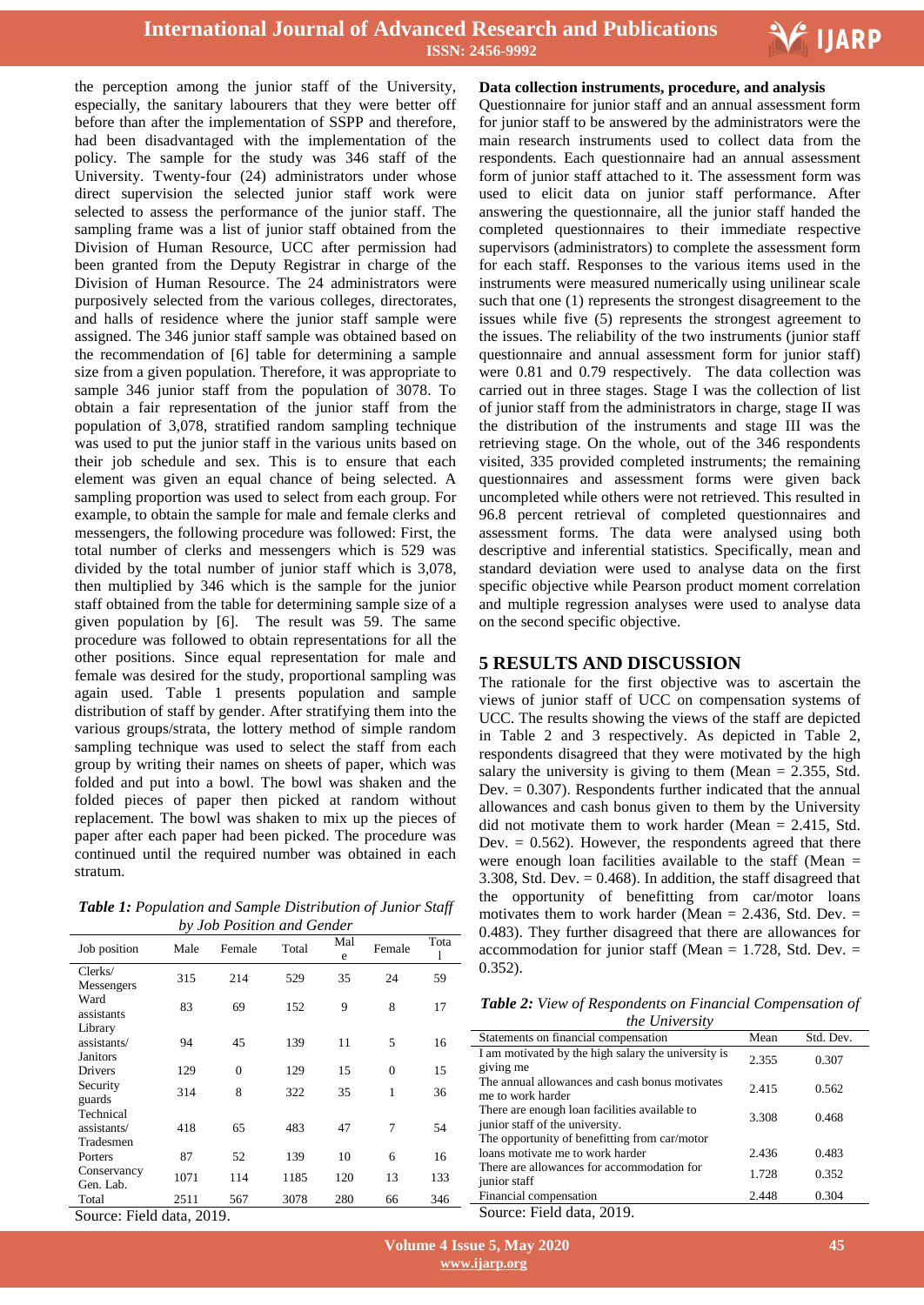the perception among the junior staff of the University, especially, the sanitary labourers that they were better off before than after the implementation of SSPP and therefore, had been disadvantaged with the implementation of the policy. The sample for the study was 346 staff of the University. Twenty-four (24) administrators under whose direct supervision the selected junior staff work were selected to assess the performance of the junior staff. The sampling frame was a list of junior staff obtained from the Division of Human Resource, UCC after permission had been granted from the Deputy Registrar in charge of the Division of Human Resource. The 24 administrators were purposively selected from the various colleges, directorates, and halls of residence where the junior staff sample were assigned. The 346 junior staff sample was obtained based on the recommendation of [6] table for determining a sample size from a given population. Therefore, it was appropriate to sample 346 junior staff from the population of 3078. To obtain a fair representation of the junior staff from the population of 3,078, stratified random sampling technique was used to put the junior staff in the various units based on their job schedule and sex. This is to ensure that each element was given an equal chance of being selected. A sampling proportion was used to select from each group. For example, to obtain the sample for male and female clerks and messengers, the following procedure was followed: First, the total number of clerks and messengers which is 529 was divided by the total number of junior staff which is 3,078, then multiplied by 346 which is the sample for the junior staff obtained from the table for determining sample size of a given population by [6]. The result was 59. The same procedure was followed to obtain representations for all the other positions. Since equal representation for male and female was desired for the study, proportional sampling was again used. Table 1 presents population and sample distribution of staff by gender. After stratifying them into the various groups/strata, the lottery method of simple random sampling technique was used to select the staff from each group by writing their names on sheets of paper, which was folded and put into a bowl. The bowl was shaken and the folded pieces of paper then picked at random without replacement. The bowl was shaken to mix up the pieces of paper after each paper had been picked. The procedure was continued until the required number was obtained in each stratum.

***Table 1:*** *Population and Sample Distribution of Junior Staff by Job Position and Gender*

| Job position | Male | Female | Total | Male | Female | Total |
|---|---|---|---|---|---|---|
| Clerks/ Messengers | 315 | 214 | 529 | 35 | 24 | 59 |
| Ward assistants | 83 | 69 | 152 | 9 | 8 | 17 |
| Library assistants/ Janitors | 94 | 45 | 139 | 11 | 5 | 16 |
| Drivers | 129 | 0 | 129 | 15 | 0 | 15 |
| Security guards | 314 | 8 | 322 | 35 | 1 | 36 |
| Technical assistants/ Tradesmen | 418 | 65 | 483 | 47 | 7 | 54 |
| Porters | 87 | 52 | 139 | 10 | 6 | 16 |
| Conservancy Gen. Lab. | 1071 | 114 | 1185 | 120 | 13 | 133 |
| Total | 2511 | 567 | 3078 | 280 | 66 | 346 |

Source: Field data, 2019.

**Data collection instruments, procedure, and analysis**

Questionnaire for junior staff and an annual assessment form for junior staff to be answered by the administrators were the main research instruments used to collect data from the respondents. Each questionnaire had an annual assessment form of junior staff attached to it. The assessment form was used to elicit data on junior staff performance. After answering the questionnaire, all the junior staff handed the completed questionnaires to their immediate respective supervisors (administrators) to complete the assessment form for each staff. Responses to the various items used in the instruments were measured numerically using unilinear scale such that one (1) represents the strongest disagreement to the issues while five (5) represents the strongest agreement to the issues. The reliability of the two instruments (junior staff questionnaire and annual assessment form for junior staff) were 0.81 and 0.79 respectively. The data collection was carried out in three stages. Stage I was the collection of list of junior staff from the administrators in charge, stage II was the distribution of the instruments and stage III was the retrieving stage. On the whole, out of the 346 respondents visited, 335 provided completed instruments; the remaining questionnaires and assessment forms were given back uncompleted while others were not retrieved. This resulted in 96.8 percent retrieval of completed questionnaires and assessment forms. The data were analysed using both descriptive and inferential statistics. Specifically, mean and standard deviation were used to analyse data on the first specific objective while Pearson product moment correlation and multiple regression analyses were used to analyse data on the second specific objective.

## 5 RESULTS AND DISCUSSION

The rationale for the first objective was to ascertain the views of junior staff of UCC on compensation systems of UCC. The results showing the views of the staff are depicted in Table 2 and 3 respectively. As depicted in Table 2, respondents disagreed that they were motivated by the high salary the university is giving to them (Mean = 2.355, Std. Dev. = 0.307). Respondents further indicated that the annual allowances and cash bonus given to them by the University did not motivate them to work harder (Mean = 2.415, Std. Dev. = 0.562). However, the respondents agreed that there were enough loan facilities available to the staff (Mean = 3.308, Std. Dev. = 0.468). In addition, the staff disagreed that the opportunity of benefitting from car/motor loans motivates them to work harder (Mean = 2.436, Std. Dev. = 0.483). They further disagreed that there are allowances for accommodation for junior staff (Mean = 1.728, Std. Dev. = 0.352).

***Table 2:*** *View of Respondents on Financial Compensation of the University*

| Statements on financial compensation | Mean | Std. Dev. |
|---|---|---|
| I am motivated by the high salary the university is giving me | 2.355 | 0.307 |
| The annual allowances and cash bonus motivates me to work harder | 2.415 | 0.562 |
| There are enough loan facilities available to junior staff of the university. | 3.308 | 0.468 |
| The opportunity of benefitting from car/motor loans motivate me to work harder | 2.436 | 0.483 |
| There are allowances for accommodation for junior staff | 1.728 | 0.352 |
| Financial compensation | 2.448 | 0.304 |

Source: Field data, 2019.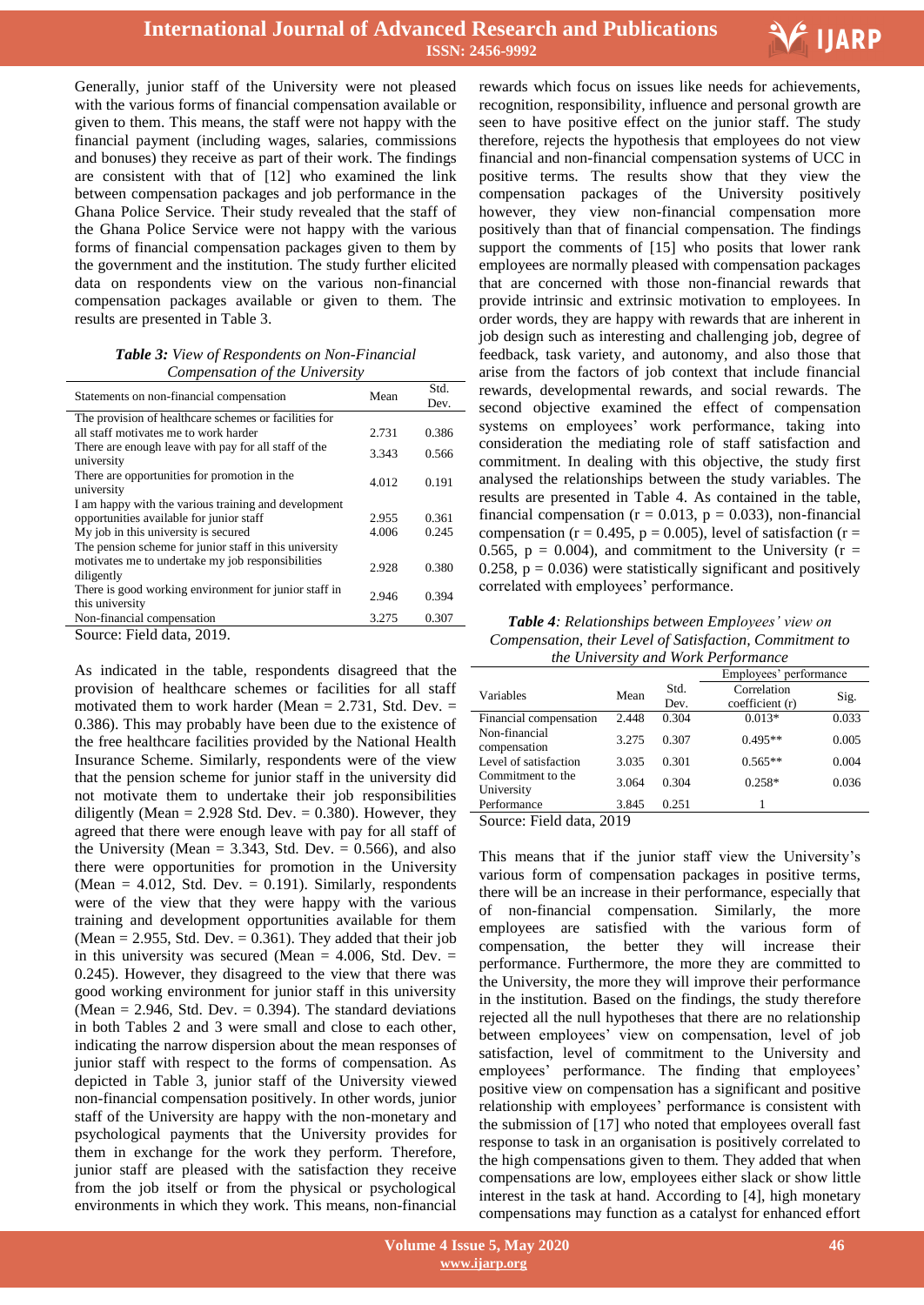Generally, junior staff of the University were not pleased with the various forms of financial compensation available or given to them. This means, the staff were not happy with the financial payment (including wages, salaries, commissions and bonuses) they receive as part of their work. The findings are consistent with that of [12] who examined the link between compensation packages and job performance in the Ghana Police Service. Their study revealed that the staff of the Ghana Police Service were not happy with the various forms of financial compensation packages given to them by the government and the institution. The study further elicited data on respondents view on the various non-financial compensation packages available or given to them. The results are presented in Table 3.

***Table 3:*** *View of Respondents on Non-Financial Compensation of the University*

| Statements on non-financial compensation | Mean | Std. Dev. |
|---|---|---|
| The provision of healthcare schemes or facilities for all staff motivates me to work harder | 2.731 | 0.386 |
| There are enough leave with pay for all staff of the university | 3.343 | 0.566 |
| There are opportunities for promotion in the university | 4.012 | 0.191 |
| I am happy with the various training and development opportunities available for junior staff | 2.955 | 0.361 |
| My job in this university is secured | 4.006 | 0.245 |
| The pension scheme for junior staff in this university motivates me to undertake my job responsibilities diligently | 2.928 | 0.380 |
| There is good working environment for junior staff in this university | 2.946 | 0.394 |
| Non-financial compensation | 3.275 | 0.307 |

Source: Field data, 2019.

As indicated in the table, respondents disagreed that the provision of healthcare schemes or facilities for all staff motivated them to work harder (Mean = 2.731, Std. Dev. = 0.386). This may probably have been due to the existence of the free healthcare facilities provided by the National Health Insurance Scheme. Similarly, respondents were of the view that the pension scheme for junior staff in the university did not motivate them to undertake their job responsibilities diligently (Mean = 2.928 Std. Dev. = 0.380). However, they agreed that there were enough leave with pay for all staff of the University (Mean = 3.343, Std. Dev. = 0.566), and also there were opportunities for promotion in the University (Mean = 4.012, Std. Dev. = 0.191). Similarly, respondents were of the view that they were happy with the various training and development opportunities available for them (Mean = 2.955, Std. Dev. = 0.361). They added that their job in this university was secured (Mean = 4.006, Std. Dev. = 0.245). However, they disagreed to the view that there was good working environment for junior staff in this university (Mean = 2.946, Std. Dev. = 0.394). The standard deviations in both Tables 2 and 3 were small and close to each other, indicating the narrow dispersion about the mean responses of junior staff with respect to the forms of compensation. As depicted in Table 3, junior staff of the University viewed non-financial compensation positively. In other words, junior staff of the University are happy with the non-monetary and psychological payments that the University provides for them in exchange for the work they perform. Therefore, junior staff are pleased with the satisfaction they receive from the job itself or from the physical or psychological environments in which they work. This means, non-financial rewards which focus on issues like needs for achievements, recognition, responsibility, influence and personal growth are seen to have positive effect on the junior staff. The study therefore, rejects the hypothesis that employees do not view financial and non-financial compensation systems of UCC in positive terms. The results show that they view the compensation packages of the University positively however, they view non-financial compensation more positively than that of financial compensation. The findings support the comments of [15] who posits that lower rank employees are normally pleased with compensation packages that are concerned with those non-financial rewards that provide intrinsic and extrinsic motivation to employees. In order words, they are happy with rewards that are inherent in job design such as interesting and challenging job, degree of feedback, task variety, and autonomy, and also those that arise from the factors of job context that include financial rewards, developmental rewards, and social rewards. The second objective examined the effect of compensation systems on employees' work performance, taking into consideration the mediating role of staff satisfaction and commitment. In dealing with this objective, the study first analysed the relationships between the study variables. The results are presented in Table 4. As contained in the table, financial compensation (r = 0.013, p = 0.033), non-financial compensation (r = 0.495, p = 0.005), level of satisfaction (r = 0.565, p = 0.004), and commitment to the University (r = 0.258, p = 0.036) were statistically significant and positively correlated with employees' performance.

***Table 4****: Relationships between Employees' view on Compensation, their Level of Satisfaction, Commitment to the University and Work Performance*

| Variables | Mean | Std. Dev. | Employees' performance | |
|---|---|---|---|---|
| | | | Correlation coefficient (r) | Sig. |
| Financial compensation | 2.448 | 0.304 | 0.013* | 0.033 |
| Non-financial compensation | 3.275 | 0.307 | 0.495** | 0.005 |
| Level of satisfaction | 3.035 | 0.301 | 0.565** | 0.004 |
| Commitment to the University | 3.064 | 0.304 | 0.258* | 0.036 |
| Performance | 3.845 | 0.251 | 1 | |

Source: Field data, 2019

This means that if the junior staff view the University's various form of compensation packages in positive terms, there will be an increase in their performance, especially that of non-financial compensation. Similarly, the more employees are satisfied with the various form of compensation, the better they will increase their performance. Furthermore, the more they are committed to the University, the more they will improve their performance in the institution. Based on the findings, the study therefore rejected all the null hypotheses that there are no relationship between employees' view on compensation, level of job satisfaction, level of commitment to the University and employees' performance. The finding that employees' positive view on compensation has a significant and positive relationship with employees' performance is consistent with the submission of [17] who noted that employees overall fast response to task in an organisation is positively correlated to the high compensations given to them. They added that when compensations are low, employees either slack or show little interest in the task at hand. According to [4], high monetary compensations may function as a catalyst for enhanced effort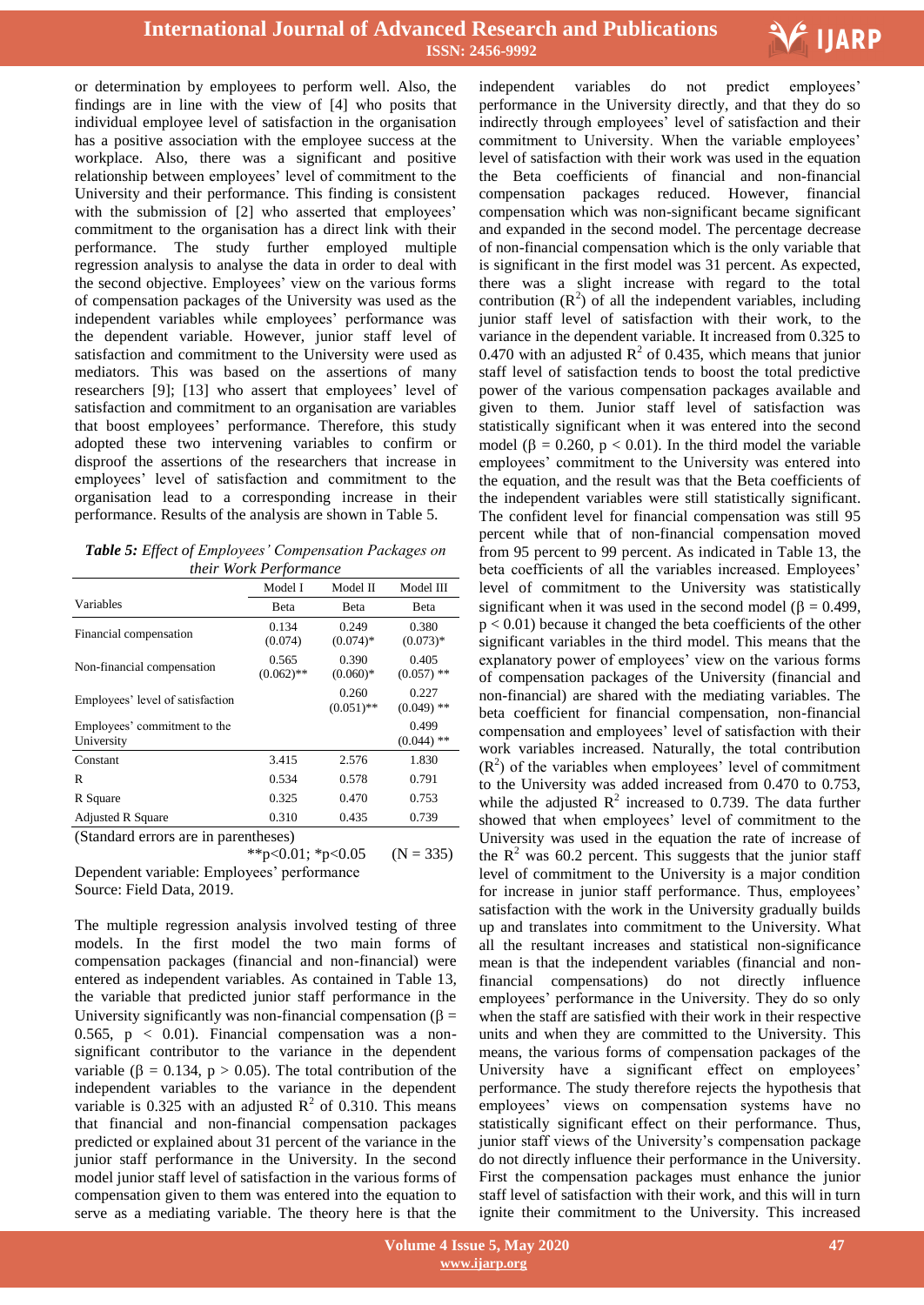or determination by employees to perform well. Also, the findings are in line with the view of [4] who posits that individual employee level of satisfaction in the organisation has a positive association with the employee success at the workplace. Also, there was a significant and positive relationship between employees' level of commitment to the University and their performance. This finding is consistent with the submission of [2] who asserted that employees' commitment to the organisation has a direct link with their performance. The study further employed multiple regression analysis to analyse the data in order to deal with the second objective. Employees' view on the various forms of compensation packages of the University was used as the independent variables while employees' performance was the dependent variable. However, junior staff level of satisfaction and commitment to the University were used as mediators. This was based on the assertions of many researchers [9]; [13] who assert that employees' level of satisfaction and commitment to an organisation are variables that boost employees' performance. Therefore, this study adopted these two intervening variables to confirm or disproof the assertions of the researchers that increase in employees' level of satisfaction and commitment to the organisation lead to a corresponding increase in their performance. Results of the analysis are shown in Table 5.

***Table 5:*** *Effect of Employees' Compensation Packages on their Work Performance*

| Variables | Model I | Model II | Model III |
|---|---|---|---|
| | Beta | Beta | Beta |
| Financial compensation | 0.134 (0.074) | 0.249 (0.074)* | 0.380 (0.073)* |
| Non-financial compensation | 0.565 (0.062)** | 0.390 (0.060)* | 0.405 (0.057) ** |
| Employees' level of satisfaction | | 0.260 (0.051)** | 0.227 (0.049) ** |
| Employees' commitment to the University | | | 0.499 (0.044) ** |
| Constant | 3.415 | 2.576 | 1.830 |
| R | 0.534 | 0.578 | 0.791 |
| R Square | 0.325 | 0.470 | 0.753 |
| Adjusted R Square | 0.310 | 0.435 | 0.739 |

(Standard errors are in parentheses)

**p<0.01; *p<0.05 (N = 335)

Dependent variable: Employees' performance

Source: Field Data, 2019.

The multiple regression analysis involved testing of three models. In the first model the two main forms of compensation packages (financial and non-financial) were entered as independent variables. As contained in Table 13, the variable that predicted junior staff performance in the University significantly was non-financial compensation ($\beta = 0.565$, $p < 0.01$). Financial compensation was a non-significant contributor to the variance in the dependent variable ($\beta = 0.134$, $p > 0.05$). The total contribution of the independent variables to the variance in the dependent variable is 0.325 with an adjusted $R^2$ of 0.310. This means that financial and non-financial compensation packages predicted or explained about 31 percent of the variance in the junior staff performance in the University. In the second model junior staff level of satisfaction in the various forms of compensation given to them was entered into the equation to serve as a mediating variable. The theory here is that the independent variables do not predict employees' performance in the University directly, and that they do so indirectly through employees' level of satisfaction and their commitment to University. When the variable employees' level of satisfaction with their work was used in the equation the Beta coefficients of financial and non-financial compensation packages reduced. However, financial compensation which was non-significant became significant and expanded in the second model. The percentage decrease of non-financial compensation which is the only variable that is significant in the first model was 31 percent. As expected, there was a slight increase with regard to the total contribution ($R^2$) of all the independent variables, including junior staff level of satisfaction with their work, to the variance in the dependent variable. It increased from 0.325 to 0.470 with an adjusted $R^2$ of 0.435, which means that junior staff level of satisfaction tends to boost the total predictive power of the various compensation packages available and given to them. Junior staff level of satisfaction was statistically significant when it was entered into the second model ($\beta = 0.260$, $p < 0.01$). In the third model the variable employees' commitment to the University was entered into the equation, and the result was that the Beta coefficients of the independent variables were still statistically significant. The confident level for financial compensation was still 95 percent while that of non-financial compensation moved from 95 percent to 99 percent. As indicated in Table 13, the beta coefficients of all the variables increased. Employees' level of commitment to the University was statistically significant when it was used in the second model ($\beta = 0.499$, $p < 0.01$) because it changed the beta coefficients of the other significant variables in the third model. This means that the explanatory power of employees' view on the various forms of compensation packages of the University (financial and non-financial) are shared with the mediating variables. The beta coefficient for financial compensation, non-financial compensation and employees' level of satisfaction with their work variables increased. Naturally, the total contribution ($R^2$) of the variables when employees' level of commitment to the University was added increased from 0.470 to 0.753, while the adjusted $R^2$ increased to 0.739. The data further showed that when employees' level of commitment to the University was used in the equation the rate of increase of the $R^2$ was 60.2 percent. This suggests that the junior staff level of commitment to the University is a major condition for increase in junior staff performance. Thus, employees' satisfaction with the work in the University gradually builds up and translates into commitment to the University. What all the resultant increases and statistical non-significance mean is that the independent variables (financial and non-financial compensations) do not directly influence employees' performance in the University. They do so only when the staff are satisfied with their work in their respective units and when they are committed to the University. This means, the various forms of compensation packages of the University have a significant effect on employees' performance. The study therefore rejects the hypothesis that employees' views on compensation systems have no statistically significant effect on their performance. Thus, junior staff views of the University's compensation package do not directly influence their performance in the University. First the compensation packages must enhance the junior staff level of satisfaction with their work, and this will in turn ignite their commitment to the University. This increased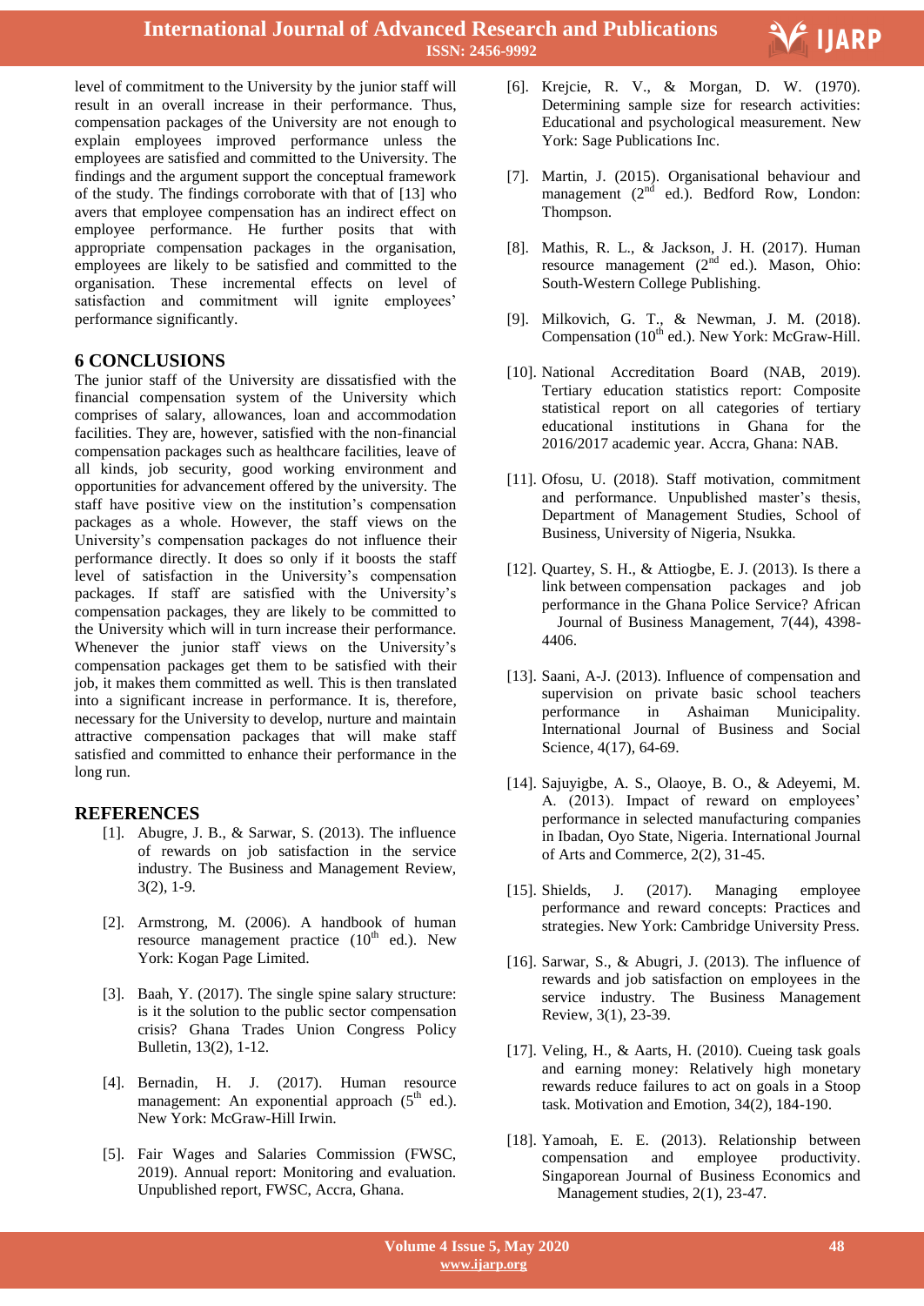level of commitment to the University by the junior staff will result in an overall increase in their performance. Thus, compensation packages of the University are not enough to explain employees improved performance unless the employees are satisfied and committed to the University. The findings and the argument support the conceptual framework of the study. The findings corroborate with that of [13] who avers that employee compensation has an indirect effect on employee performance. He further posits that with appropriate compensation packages in the organisation, employees are likely to be satisfied and committed to the organisation. These incremental effects on level of satisfaction and commitment will ignite employees' performance significantly.

## 6 CONCLUSIONS

The junior staff of the University are dissatisfied with the financial compensation system of the University which comprises of salary, allowances, loan and accommodation facilities. They are, however, satisfied with the non-financial compensation packages such as healthcare facilities, leave of all kinds, job security, good working environment and opportunities for advancement offered by the university. The staff have positive view on the institution's compensation packages as a whole. However, the staff views on the University's compensation packages do not influence their performance directly. It does so only if it boosts the staff level of satisfaction in the University's compensation packages. If staff are satisfied with the University's compensation packages, they are likely to be committed to the University which will in turn increase their performance. Whenever the junior staff views on the University's compensation packages get them to be satisfied with their job, it makes them committed as well. This is then translated into a significant increase in performance. It is, therefore, necessary for the University to develop, nurture and maintain attractive compensation packages that will make staff satisfied and committed to enhance their performance in the long run.

## REFERENCES

[1]. Abugre, J. B., & Sarwar, S. (2013). The influence of rewards on job satisfaction in the service industry. The Business and Management Review, 3(2), 1-9.

[2]. Armstrong, M. (2006). A handbook of human resource management practice (10th ed.). New York: Kogan Page Limited.

[3]. Baah, Y. (2017). The single spine salary structure: is it the solution to the public sector compensation crisis? Ghana Trades Union Congress Policy Bulletin, 13(2), 1-12.

[4]. Bernadin, H. J. (2017). Human resource management: An exponential approach (5th ed.). New York: McGraw-Hill Irwin.

[5]. Fair Wages and Salaries Commission (FWSC, 2019). Annual report: Monitoring and evaluation. Unpublished report, FWSC, Accra, Ghana.

[6]. Krejcie, R. V., & Morgan, D. W. (1970). Determining sample size for research activities: Educational and psychological measurement. New York: Sage Publications Inc.

[7]. Martin, J. (2015). Organisational behaviour and management (2nd ed.). Bedford Row, London: Thompson.

[8]. Mathis, R. L., & Jackson, J. H. (2017). Human resource management (2nd ed.). Mason, Ohio: South-Western College Publishing.

[9]. Milkovich, G. T., & Newman, J. M. (2018). Compensation (10th ed.). New York: McGraw-Hill.

[10]. National Accreditation Board (NAB, 2019). Tertiary education statistics report: Composite statistical report on all categories of tertiary educational institutions in Ghana for the 2016/2017 academic year. Accra, Ghana: NAB.

[11]. Ofosu, U. (2018). Staff motivation, commitment and performance. Unpublished master's thesis, Department of Management Studies, School of Business, University of Nigeria, Nsukka.

[12]. Quartey, S. H., & Attiogbe, E. J. (2013). Is there a link between compensation packages and job performance in the Ghana Police Service? African Journal of Business Management, 7(44), 4398-4406.

[13]. Saani, A-J. (2013). Influence of compensation and supervision on private basic school teachers performance in Ashaiman Municipality. International Journal of Business and Social Science, 4(17), 64-69.

[14]. Sajuyigbe, A. S., Olaoye, B. O., & Adeyemi, M. A. (2013). Impact of reward on employees' performance in selected manufacturing companies in Ibadan, Oyo State, Nigeria. International Journal of Arts and Commerce, 2(2), 31-45.

[15]. Shields, J. (2017). Managing employee performance and reward concepts: Practices and strategies. New York: Cambridge University Press.

[16]. Sarwar, S., & Abugri, J. (2013). The influence of rewards and job satisfaction on employees in the service industry. The Business Management Review, 3(1), 23-39.

[17]. Veling, H., & Aarts, H. (2010). Cueing task goals and earning money: Relatively high monetary rewards reduce failures to act on goals in a Stoop task. Motivation and Emotion, 34(2), 184-190.

[18]. Yamoah, E. E. (2013). Relationship between compensation and employee productivity. Singaporean Journal of Business Economics and Management studies, 2(1), 23-47.